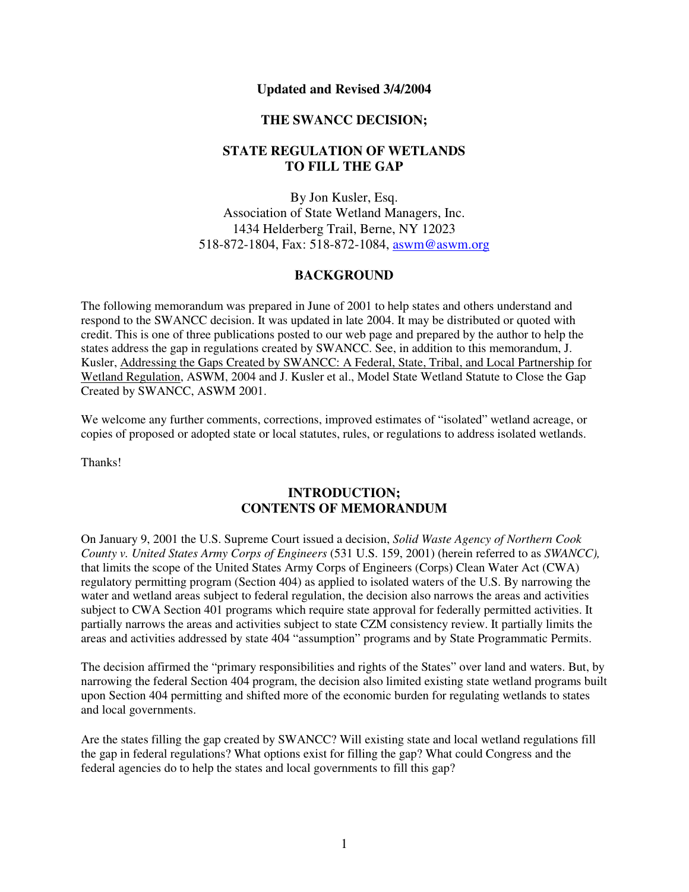**Updated and Revised 3/4/2004**

# THE SWANCC DECISION;

# STATE REGULATION OF WETLANDS TO FILL THE GAP

By Jon Kusler, Esq.
Association of State Wetland Managers, Inc.
1434 Helderberg Trail, Berne, NY 12023
518-872-1804, Fax: 518-872-1084, aswm@aswm.org

## BACKGROUND

The following memorandum was prepared in June of 2001 to help states and others understand and respond to the SWANCC decision. It was updated in late 2004. It may be distributed or quoted with credit. This is one of three publications posted to our web page and prepared by the author to help the states address the gap in regulations created by SWANCC. See, in addition to this memorandum, J. Kusler, Addressing the Gaps Created by SWANCC: A Federal, State, Tribal, and Local Partnership for Wetland Regulation, ASWM, 2004 and J. Kusler et al., Model State Wetland Statute to Close the Gap Created by SWANCC, ASWM 2001.

We welcome any further comments, corrections, improved estimates of "isolated" wetland acreage, or copies of proposed or adopted state or local statutes, rules, or regulations to address isolated wetlands.

Thanks!

## INTRODUCTION; CONTENTS OF MEMORANDUM

On January 9, 2001 the U.S. Supreme Court issued a decision, *Solid Waste Agency of Northern Cook County v. United States Army Corps of Engineers* (531 U.S. 159, 2001) (herein referred to as *SWANCC),* that limits the scope of the United States Army Corps of Engineers (Corps) Clean Water Act (CWA) regulatory permitting program (Section 404) as applied to isolated waters of the U.S. By narrowing the water and wetland areas subject to federal regulation, the decision also narrows the areas and activities subject to CWA Section 401 programs which require state approval for federally permitted activities. It partially narrows the areas and activities subject to state CZM consistency review. It partially limits the areas and activities addressed by state 404 "assumption" programs and by State Programmatic Permits.

The decision affirmed the "primary responsibilities and rights of the States" over land and waters. But, by narrowing the federal Section 404 program, the decision also limited existing state wetland programs built upon Section 404 permitting and shifted more of the economic burden for regulating wetlands to states and local governments.

Are the states filling the gap created by SWANCC? Will existing state and local wetland regulations fill the gap in federal regulations? What options exist for filling the gap? What could Congress and the federal agencies do to help the states and local governments to fill this gap?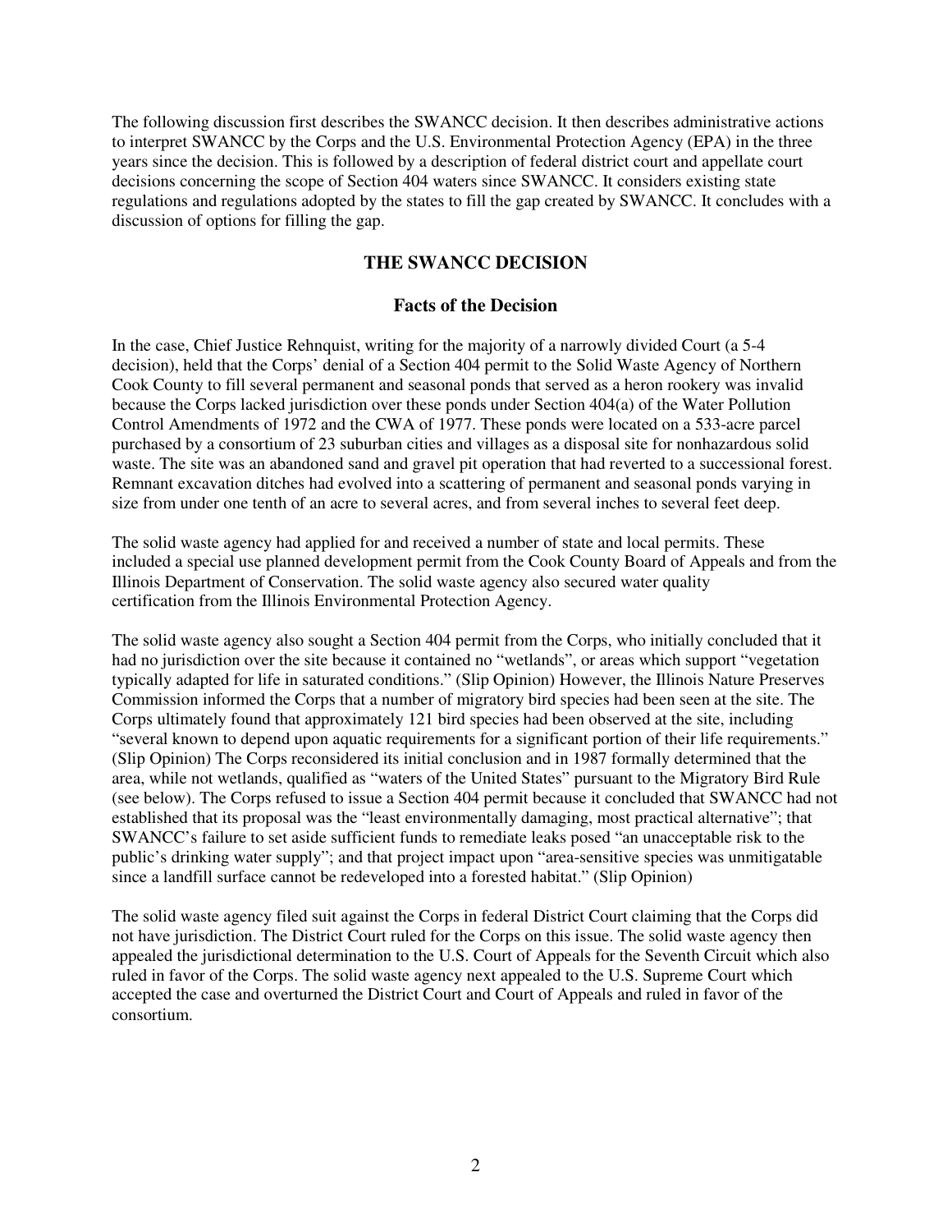The following discussion first describes the SWANCC decision. It then describes administrative actions to interpret SWANCC by the Corps and the U.S. Environmental Protection Agency (EPA) in the three years since the decision. This is followed by a description of federal district court and appellate court decisions concerning the scope of Section 404 waters since SWANCC. It considers existing state regulations and regulations adopted by the states to fill the gap created by SWANCC. It concludes with a discussion of options for filling the gap.

## THE SWANCC DECISION

### Facts of the Decision

In the case, Chief Justice Rehnquist, writing for the majority of a narrowly divided Court (a 5-4 decision), held that the Corps' denial of a Section 404 permit to the Solid Waste Agency of Northern Cook County to fill several permanent and seasonal ponds that served as a heron rookery was invalid because the Corps lacked jurisdiction over these ponds under Section 404(a) of the Water Pollution Control Amendments of 1972 and the CWA of 1977. These ponds were located on a 533-acre parcel purchased by a consortium of 23 suburban cities and villages as a disposal site for nonhazardous solid waste. The site was an abandoned sand and gravel pit operation that had reverted to a successional forest. Remnant excavation ditches had evolved into a scattering of permanent and seasonal ponds varying in size from under one tenth of an acre to several acres, and from several inches to several feet deep.

The solid waste agency had applied for and received a number of state and local permits. These included a special use planned development permit from the Cook County Board of Appeals and from the Illinois Department of Conservation. The solid waste agency also secured water quality certification from the Illinois Environmental Protection Agency.

The solid waste agency also sought a Section 404 permit from the Corps, who initially concluded that it had no jurisdiction over the site because it contained no "wetlands", or areas which support "vegetation typically adapted for life in saturated conditions." (Slip Opinion) However, the Illinois Nature Preserves Commission informed the Corps that a number of migratory bird species had been seen at the site. The Corps ultimately found that approximately 121 bird species had been observed at the site, including "several known to depend upon aquatic requirements for a significant portion of their life requirements." (Slip Opinion) The Corps reconsidered its initial conclusion and in 1987 formally determined that the area, while not wetlands, qualified as "waters of the United States" pursuant to the Migratory Bird Rule (see below). The Corps refused to issue a Section 404 permit because it concluded that SWANCC had not established that its proposal was the "least environmentally damaging, most practical alternative"; that SWANCC's failure to set aside sufficient funds to remediate leaks posed "an unacceptable risk to the public's drinking water supply"; and that project impact upon "area-sensitive species was unmitigatable since a landfill surface cannot be redeveloped into a forested habitat." (Slip Opinion)

The solid waste agency filed suit against the Corps in federal District Court claiming that the Corps did not have jurisdiction. The District Court ruled for the Corps on this issue. The solid waste agency then appealed the jurisdictional determination to the U.S. Court of Appeals for the Seventh Circuit which also ruled in favor of the Corps. The solid waste agency next appealed to the U.S. Supreme Court which accepted the case and overturned the District Court and Court of Appeals and ruled in favor of the consortium.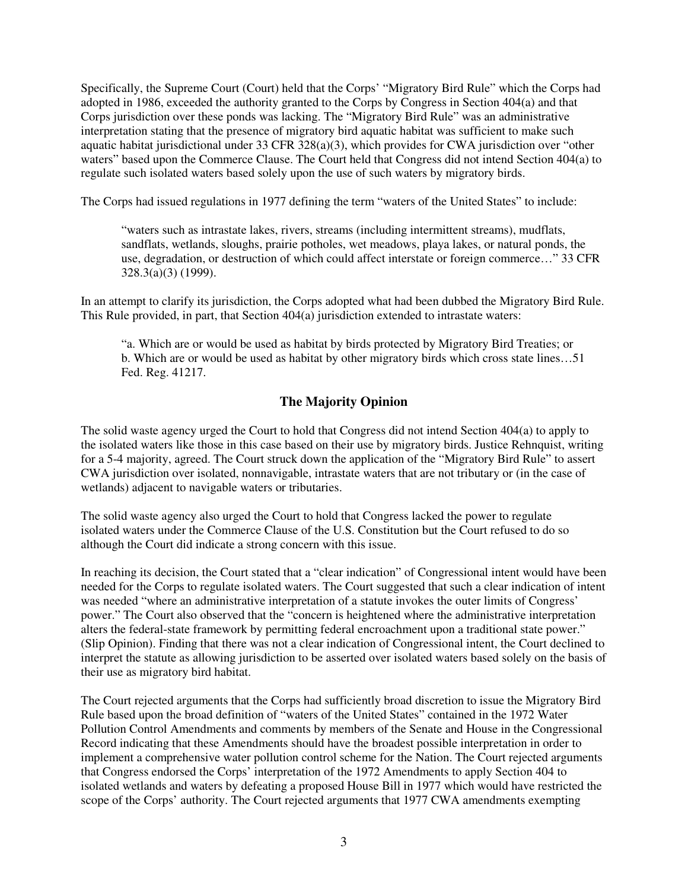Specifically, the Supreme Court (Court) held that the Corps' "Migratory Bird Rule" which the Corps had adopted in 1986, exceeded the authority granted to the Corps by Congress in Section 404(a) and that Corps jurisdiction over these ponds was lacking. The "Migratory Bird Rule" was an administrative interpretation stating that the presence of migratory bird aquatic habitat was sufficient to make such aquatic habitat jurisdictional under 33 CFR 328(a)(3), which provides for CWA jurisdiction over "other waters" based upon the Commerce Clause. The Court held that Congress did not intend Section 404(a) to regulate such isolated waters based solely upon the use of such waters by migratory birds.

The Corps had issued regulations in 1977 defining the term "waters of the United States" to include:

> "waters such as intrastate lakes, rivers, streams (including intermittent streams), mudflats, sandflats, wetlands, sloughs, prairie potholes, wet meadows, playa lakes, or natural ponds, the use, degradation, or destruction of which could affect interstate or foreign commerce…" 33 CFR 328.3(a)(3) (1999).

In an attempt to clarify its jurisdiction, the Corps adopted what had been dubbed the Migratory Bird Rule. This Rule provided, in part, that Section 404(a) jurisdiction extended to intrastate waters:

> "a. Which are or would be used as habitat by birds protected by Migratory Bird Treaties; or
> b. Which are or would be used as habitat by other migratory birds which cross state lines…51 Fed. Reg. 41217.

## The Majority Opinion

The solid waste agency urged the Court to hold that Congress did not intend Section 404(a) to apply to the isolated waters like those in this case based on their use by migratory birds. Justice Rehnquist, writing for a 5-4 majority, agreed. The Court struck down the application of the "Migratory Bird Rule" to assert CWA jurisdiction over isolated, nonnavigable, intrastate waters that are not tributary or (in the case of wetlands) adjacent to navigable waters or tributaries.

The solid waste agency also urged the Court to hold that Congress lacked the power to regulate isolated waters under the Commerce Clause of the U.S. Constitution but the Court refused to do so although the Court did indicate a strong concern with this issue.

In reaching its decision, the Court stated that a "clear indication" of Congressional intent would have been needed for the Corps to regulate isolated waters. The Court suggested that such a clear indication of intent was needed "where an administrative interpretation of a statute invokes the outer limits of Congress' power." The Court also observed that the "concern is heightened where the administrative interpretation alters the federal-state framework by permitting federal encroachment upon a traditional state power." (Slip Opinion). Finding that there was not a clear indication of Congressional intent, the Court declined to interpret the statute as allowing jurisdiction to be asserted over isolated waters based solely on the basis of their use as migratory bird habitat.

The Court rejected arguments that the Corps had sufficiently broad discretion to issue the Migratory Bird Rule based upon the broad definition of "waters of the United States" contained in the 1972 Water Pollution Control Amendments and comments by members of the Senate and House in the Congressional Record indicating that these Amendments should have the broadest possible interpretation in order to implement a comprehensive water pollution control scheme for the Nation. The Court rejected arguments that Congress endorsed the Corps' interpretation of the 1972 Amendments to apply Section 404 to isolated wetlands and waters by defeating a proposed House Bill in 1977 which would have restricted the scope of the Corps' authority. The Court rejected arguments that 1977 CWA amendments exempting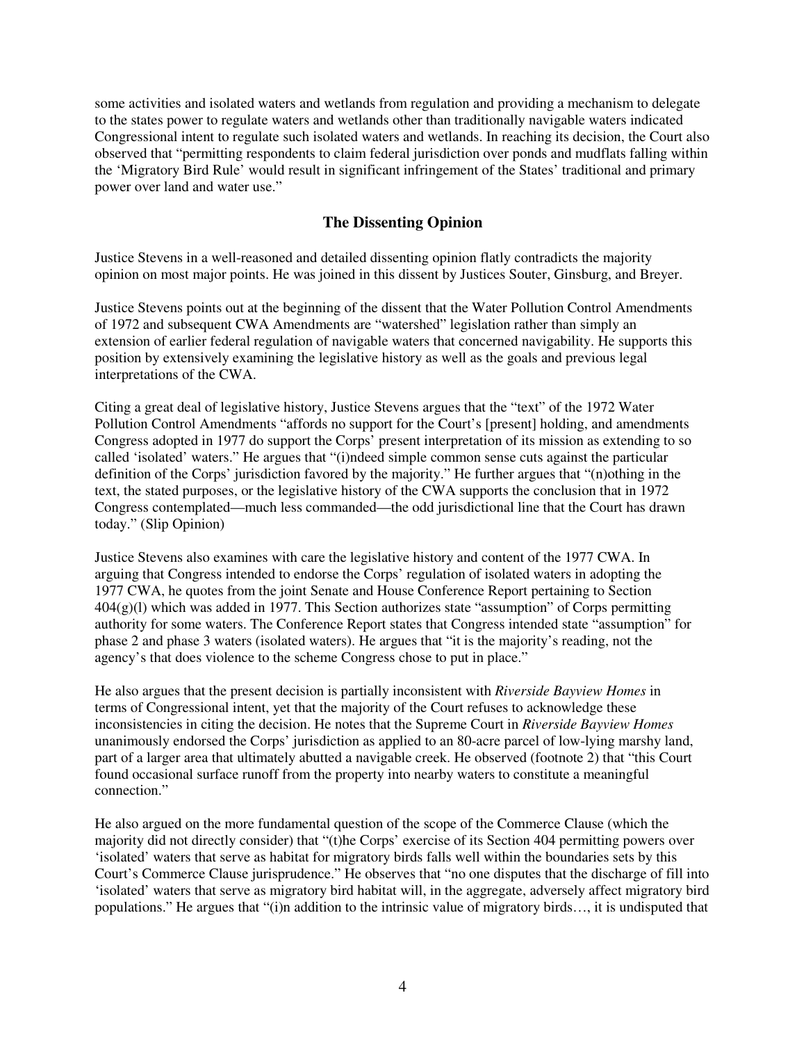some activities and isolated waters and wetlands from regulation and providing a mechanism to delegate to the states power to regulate waters and wetlands other than traditionally navigable waters indicated Congressional intent to regulate such isolated waters and wetlands. In reaching its decision, the Court also observed that "permitting respondents to claim federal jurisdiction over ponds and mudflats falling within the 'Migratory Bird Rule' would result in significant infringement of the States' traditional and primary power over land and water use."

## The Dissenting Opinion

Justice Stevens in a well-reasoned and detailed dissenting opinion flatly contradicts the majority opinion on most major points. He was joined in this dissent by Justices Souter, Ginsburg, and Breyer.

Justice Stevens points out at the beginning of the dissent that the Water Pollution Control Amendments of 1972 and subsequent CWA Amendments are "watershed" legislation rather than simply an extension of earlier federal regulation of navigable waters that concerned navigability. He supports this position by extensively examining the legislative history as well as the goals and previous legal interpretations of the CWA.

Citing a great deal of legislative history, Justice Stevens argues that the "text" of the 1972 Water Pollution Control Amendments "affords no support for the Court's [present] holding, and amendments Congress adopted in 1977 do support the Corps' present interpretation of its mission as extending to so called 'isolated' waters." He argues that "(i)ndeed simple common sense cuts against the particular definition of the Corps' jurisdiction favored by the majority." He further argues that "(n)othing in the text, the stated purposes, or the legislative history of the CWA supports the conclusion that in 1972 Congress contemplated—much less commanded—the odd jurisdictional line that the Court has drawn today." (Slip Opinion)

Justice Stevens also examines with care the legislative history and content of the 1977 CWA. In arguing that Congress intended to endorse the Corps' regulation of isolated waters in adopting the 1977 CWA, he quotes from the joint Senate and House Conference Report pertaining to Section 404(g)(l) which was added in 1977. This Section authorizes state "assumption" of Corps permitting authority for some waters. The Conference Report states that Congress intended state "assumption" for phase 2 and phase 3 waters (isolated waters). He argues that "it is the majority's reading, not the agency's that does violence to the scheme Congress chose to put in place."

He also argues that the present decision is partially inconsistent with *Riverside Bayview Homes* in terms of Congressional intent, yet that the majority of the Court refuses to acknowledge these inconsistencies in citing the decision. He notes that the Supreme Court in *Riverside Bayview Homes* unanimously endorsed the Corps' jurisdiction as applied to an 80-acre parcel of low-lying marshy land, part of a larger area that ultimately abutted a navigable creek. He observed (footnote 2) that "this Court found occasional surface runoff from the property into nearby waters to constitute a meaningful connection."

He also argued on the more fundamental question of the scope of the Commerce Clause (which the majority did not directly consider) that "(t)he Corps' exercise of its Section 404 permitting powers over 'isolated' waters that serve as habitat for migratory birds falls well within the boundaries sets by this Court's Commerce Clause jurisprudence." He observes that "no one disputes that the discharge of fill into 'isolated' waters that serve as migratory bird habitat will, in the aggregate, adversely affect migratory bird populations." He argues that "(i)n addition to the intrinsic value of migratory birds…, it is undisputed that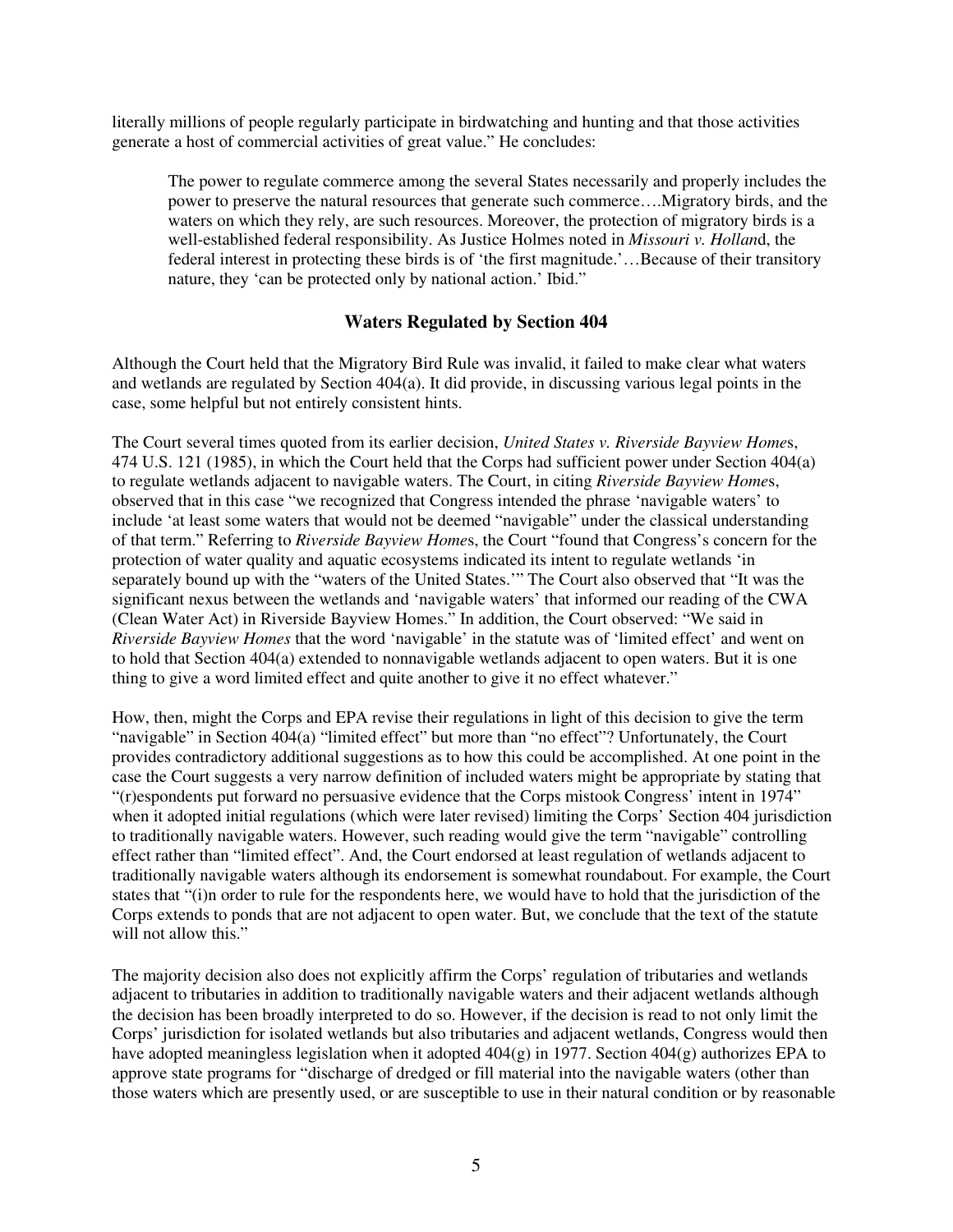literally millions of people regularly participate in birdwatching and hunting and that those activities generate a host of commercial activities of great value." He concludes:

> The power to regulate commerce among the several States necessarily and properly includes the power to preserve the natural resources that generate such commerce….Migratory birds, and the waters on which they rely, are such resources. Moreover, the protection of migratory birds is a well-established federal responsibility. As Justice Holmes noted in *Missouri v. Holland*, the federal interest in protecting these birds is of 'the first magnitude.'…Because of their transitory nature, they 'can be protected only by national action.' Ibid."

## Waters Regulated by Section 404

Although the Court held that the Migratory Bird Rule was invalid, it failed to make clear what waters and wetlands are regulated by Section 404(a). It did provide, in discussing various legal points in the case, some helpful but not entirely consistent hints.

The Court several times quoted from its earlier decision, *United States v. Riverside Bayview Homes*, 474 U.S. 121 (1985), in which the Court held that the Corps had sufficient power under Section 404(a) to regulate wetlands adjacent to navigable waters. The Court, in citing *Riverside Bayview Homes*, observed that in this case "we recognized that Congress intended the phrase 'navigable waters' to include 'at least some waters that would not be deemed "navigable" under the classical understanding of that term." Referring to *Riverside Bayview Homes*, the Court "found that Congress's concern for the protection of water quality and aquatic ecosystems indicated its intent to regulate wetlands 'in separately bound up with the "waters of the United States.'" The Court also observed that "It was the significant nexus between the wetlands and 'navigable waters' that informed our reading of the CWA (Clean Water Act) in Riverside Bayview Homes." In addition, the Court observed: "We said in *Riverside Bayview Homes* that the word 'navigable' in the statute was of 'limited effect' and went on to hold that Section 404(a) extended to nonnavigable wetlands adjacent to open waters. But it is one thing to give a word limited effect and quite another to give it no effect whatever."

How, then, might the Corps and EPA revise their regulations in light of this decision to give the term "navigable" in Section 404(a) "limited effect" but more than "no effect"? Unfortunately, the Court provides contradictory additional suggestions as to how this could be accomplished. At one point in the case the Court suggests a very narrow definition of included waters might be appropriate by stating that "(r)espondents put forward no persuasive evidence that the Corps mistook Congress' intent in 1974" when it adopted initial regulations (which were later revised) limiting the Corps' Section 404 jurisdiction to traditionally navigable waters. However, such reading would give the term "navigable" controlling effect rather than "limited effect". And, the Court endorsed at least regulation of wetlands adjacent to traditionally navigable waters although its endorsement is somewhat roundabout. For example, the Court states that "(i)n order to rule for the respondents here, we would have to hold that the jurisdiction of the Corps extends to ponds that are not adjacent to open water. But, we conclude that the text of the statute will not allow this."

The majority decision also does not explicitly affirm the Corps' regulation of tributaries and wetlands adjacent to tributaries in addition to traditionally navigable waters and their adjacent wetlands although the decision has been broadly interpreted to do so. However, if the decision is read to not only limit the Corps' jurisdiction for isolated wetlands but also tributaries and adjacent wetlands, Congress would then have adopted meaningless legislation when it adopted 404(g) in 1977. Section 404(g) authorizes EPA to approve state programs for "discharge of dredged or fill material into the navigable waters (other than those waters which are presently used, or are susceptible to use in their natural condition or by reasonable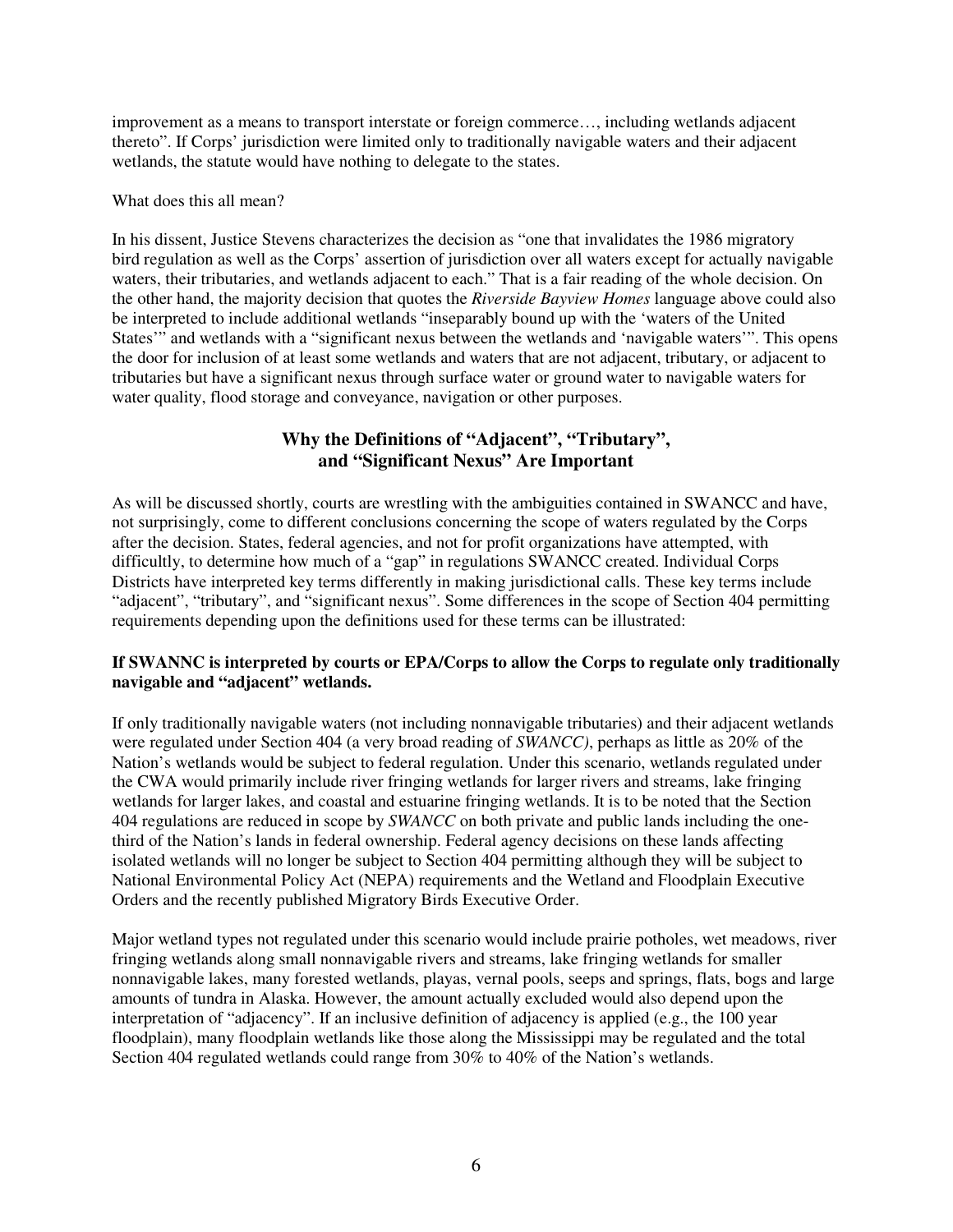improvement as a means to transport interstate or foreign commerce…, including wetlands adjacent thereto". If Corps' jurisdiction were limited only to traditionally navigable waters and their adjacent wetlands, the statute would have nothing to delegate to the states.

What does this all mean?

In his dissent, Justice Stevens characterizes the decision as "one that invalidates the 1986 migratory bird regulation as well as the Corps' assertion of jurisdiction over all waters except for actually navigable waters, their tributaries, and wetlands adjacent to each." That is a fair reading of the whole decision. On the other hand, the majority decision that quotes the *Riverside Bayview Homes* language above could also be interpreted to include additional wetlands "inseparably bound up with the 'waters of the United States'" and wetlands with a "significant nexus between the wetlands and 'navigable waters'". This opens the door for inclusion of at least some wetlands and waters that are not adjacent, tributary, or adjacent to tributaries but have a significant nexus through surface water or ground water to navigable waters for water quality, flood storage and conveyance, navigation or other purposes.

## Why the Definitions of "Adjacent", "Tributary", and "Significant Nexus" Are Important

As will be discussed shortly, courts are wrestling with the ambiguities contained in SWANCC and have, not surprisingly, come to different conclusions concerning the scope of waters regulated by the Corps after the decision. States, federal agencies, and not for profit organizations have attempted, with difficultly, to determine how much of a "gap" in regulations SWANCC created. Individual Corps Districts have interpreted key terms differently in making jurisdictional calls. These key terms include "adjacent", "tributary", and "significant nexus". Some differences in the scope of Section 404 permitting requirements depending upon the definitions used for these terms can be illustrated:

**If SWANNC is interpreted by courts or EPA/Corps to allow the Corps to regulate only traditionally navigable and "adjacent" wetlands.**

If only traditionally navigable waters (not including nonnavigable tributaries) and their adjacent wetlands were regulated under Section 404 (a very broad reading of *SWANCC)*, perhaps as little as 20% of the Nation's wetlands would be subject to federal regulation. Under this scenario, wetlands regulated under the CWA would primarily include river fringing wetlands for larger rivers and streams, lake fringing wetlands for larger lakes, and coastal and estuarine fringing wetlands. It is to be noted that the Section 404 regulations are reduced in scope by *SWANCC* on both private and public lands including the one-third of the Nation's lands in federal ownership. Federal agency decisions on these lands affecting isolated wetlands will no longer be subject to Section 404 permitting although they will be subject to National Environmental Policy Act (NEPA) requirements and the Wetland and Floodplain Executive Orders and the recently published Migratory Birds Executive Order.

Major wetland types not regulated under this scenario would include prairie potholes, wet meadows, river fringing wetlands along small nonnavigable rivers and streams, lake fringing wetlands for smaller nonnavigable lakes, many forested wetlands, playas, vernal pools, seeps and springs, flats, bogs and large amounts of tundra in Alaska. However, the amount actually excluded would also depend upon the interpretation of "adjacency". If an inclusive definition of adjacency is applied (e.g., the 100 year floodplain), many floodplain wetlands like those along the Mississippi may be regulated and the total Section 404 regulated wetlands could range from 30% to 40% of the Nation's wetlands.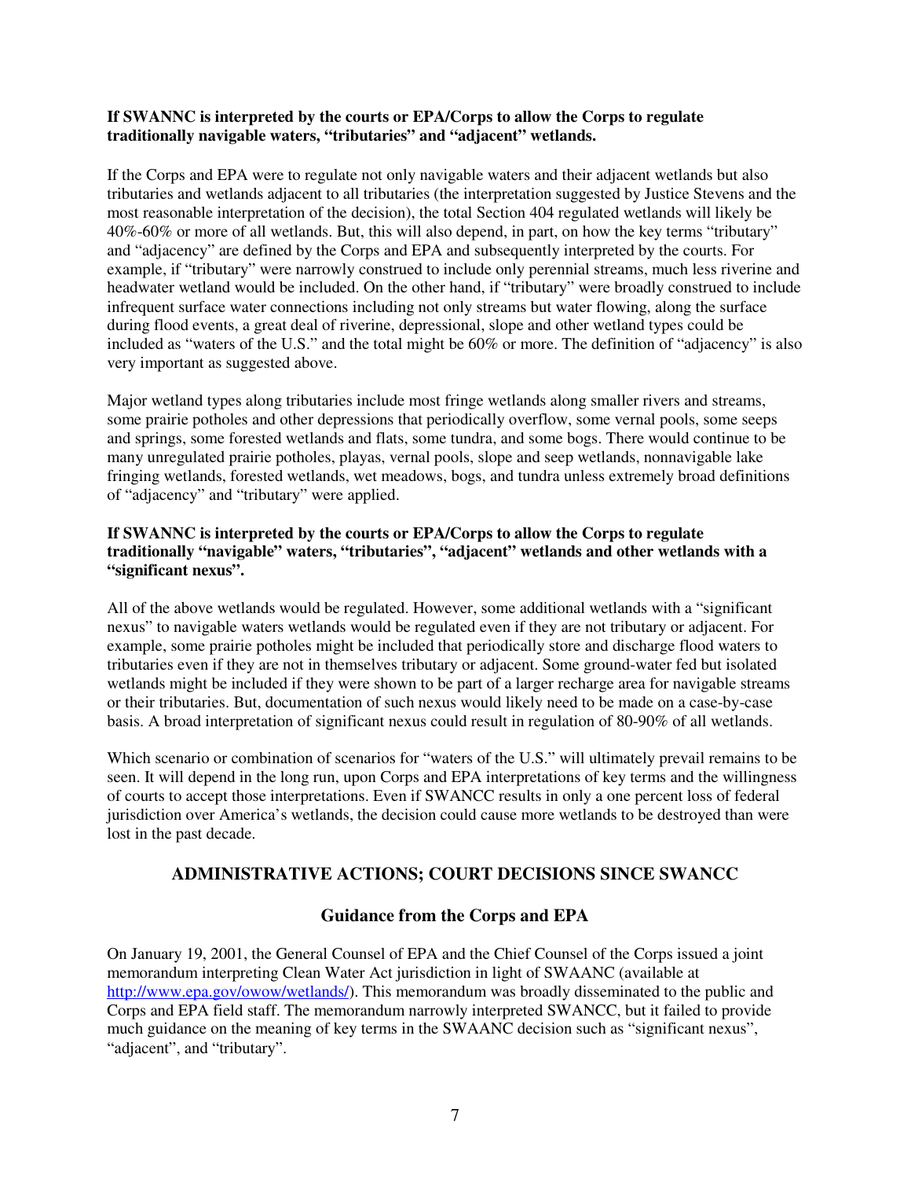**If SWANNC is interpreted by the courts or EPA/Corps to allow the Corps to regulate traditionally navigable waters, "tributaries" and "adjacent" wetlands.**

If the Corps and EPA were to regulate not only navigable waters and their adjacent wetlands but also tributaries and wetlands adjacent to all tributaries (the interpretation suggested by Justice Stevens and the most reasonable interpretation of the decision), the total Section 404 regulated wetlands will likely be 40%-60% or more of all wetlands. But, this will also depend, in part, on how the key terms "tributary" and "adjacency" are defined by the Corps and EPA and subsequently interpreted by the courts. For example, if "tributary" were narrowly construed to include only perennial streams, much less riverine and headwater wetland would be included. On the other hand, if "tributary" were broadly construed to include infrequent surface water connections including not only streams but water flowing, along the surface during flood events, a great deal of riverine, depressional, slope and other wetland types could be included as "waters of the U.S." and the total might be 60% or more. The definition of "adjacency" is also very important as suggested above.

Major wetland types along tributaries include most fringe wetlands along smaller rivers and streams, some prairie potholes and other depressions that periodically overflow, some vernal pools, some seeps and springs, some forested wetlands and flats, some tundra, and some bogs. There would continue to be many unregulated prairie potholes, playas, vernal pools, slope and seep wetlands, nonnavigable lake fringing wetlands, forested wetlands, wet meadows, bogs, and tundra unless extremely broad definitions of "adjacency" and "tributary" were applied.

**If SWANNC is interpreted by the courts or EPA/Corps to allow the Corps to regulate traditionally "navigable" waters, "tributaries", "adjacent" wetlands and other wetlands with a "significant nexus".**

All of the above wetlands would be regulated. However, some additional wetlands with a "significant nexus" to navigable waters wetlands would be regulated even if they are not tributary or adjacent. For example, some prairie potholes might be included that periodically store and discharge flood waters to tributaries even if they are not in themselves tributary or adjacent. Some ground-water fed but isolated wetlands might be included if they were shown to be part of a larger recharge area for navigable streams or their tributaries. But, documentation of such nexus would likely need to be made on a case-by-case basis. A broad interpretation of significant nexus could result in regulation of 80-90% of all wetlands.

Which scenario or combination of scenarios for "waters of the U.S." will ultimately prevail remains to be seen. It will depend in the long run, upon Corps and EPA interpretations of key terms and the willingness of courts to accept those interpretations. Even if SWANCC results in only a one percent loss of federal jurisdiction over America's wetlands, the decision could cause more wetlands to be destroyed than were lost in the past decade.

## ADMINISTRATIVE ACTIONS; COURT DECISIONS SINCE SWANCC

### Guidance from the Corps and EPA

On January 19, 2001, the General Counsel of EPA and the Chief Counsel of the Corps issued a joint memorandum interpreting Clean Water Act jurisdiction in light of SWAANC (available at http://www.epa.gov/owow/wetlands/). This memorandum was broadly disseminated to the public and Corps and EPA field staff. The memorandum narrowly interpreted SWANCC, but it failed to provide much guidance on the meaning of key terms in the SWAANC decision such as "significant nexus", "adjacent", and "tributary".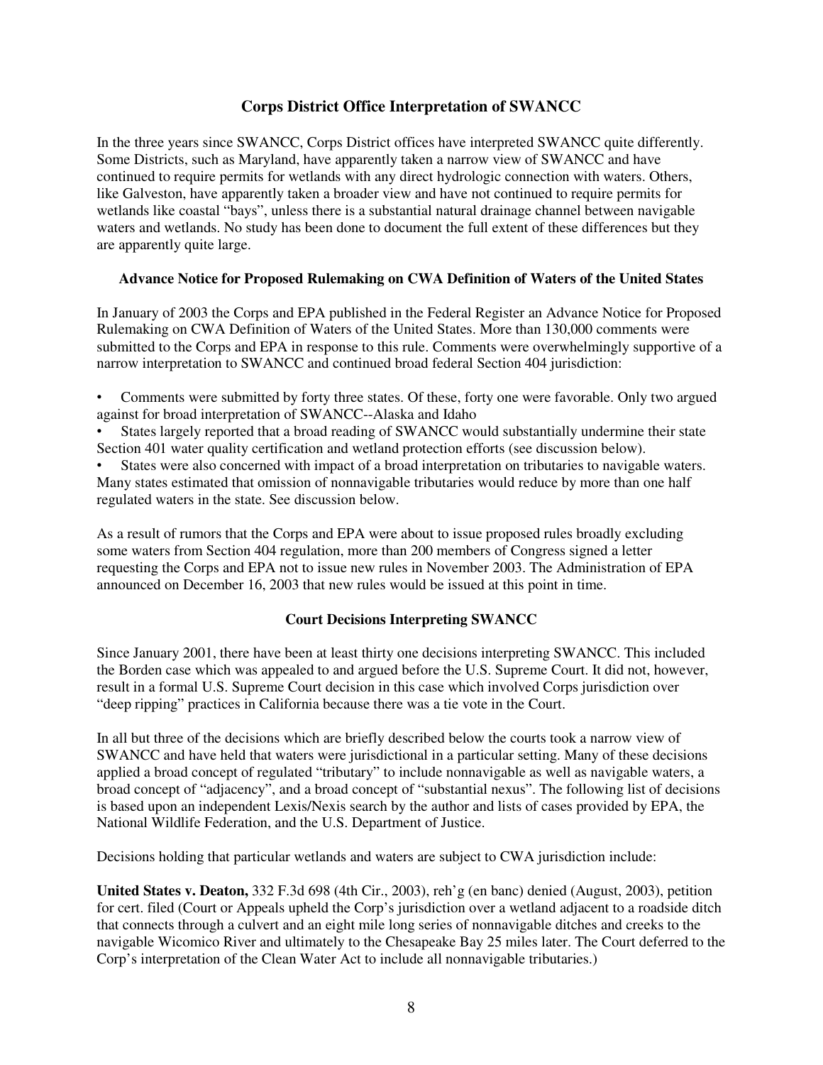## Corps District Office Interpretation of SWANCC

In the three years since SWANCC, Corps District offices have interpreted SWANCC quite differently. Some Districts, such as Maryland, have apparently taken a narrow view of SWANCC and have continued to require permits for wetlands with any direct hydrologic connection with waters. Others, like Galveston, have apparently taken a broader view and have not continued to require permits for wetlands like coastal "bays", unless there is a substantial natural drainage channel between navigable waters and wetlands. No study has been done to document the full extent of these differences but they are apparently quite large.

### Advance Notice for Proposed Rulemaking on CWA Definition of Waters of the United States

In January of 2003 the Corps and EPA published in the Federal Register an Advance Notice for Proposed Rulemaking on CWA Definition of Waters of the United States. More than 130,000 comments were submitted to the Corps and EPA in response to this rule. Comments were overwhelmingly supportive of a narrow interpretation to SWANCC and continued broad federal Section 404 jurisdiction:

- Comments were submitted by forty three states. Of these, forty one were favorable. Only two argued against for broad interpretation of SWANCC--Alaska and Idaho
- States largely reported that a broad reading of SWANCC would substantially undermine their state Section 401 water quality certification and wetland protection efforts (see discussion below).
- States were also concerned with impact of a broad interpretation on tributaries to navigable waters. Many states estimated that omission of nonnavigable tributaries would reduce by more than one half regulated waters in the state. See discussion below.

As a result of rumors that the Corps and EPA were about to issue proposed rules broadly excluding some waters from Section 404 regulation, more than 200 members of Congress signed a letter requesting the Corps and EPA not to issue new rules in November 2003. The Administration of EPA announced on December 16, 2003 that new rules would be issued at this point in time.

## Court Decisions Interpreting SWANCC

Since January 2001, there have been at least thirty one decisions interpreting SWANCC. This included the Borden case which was appealed to and argued before the U.S. Supreme Court. It did not, however, result in a formal U.S. Supreme Court decision in this case which involved Corps jurisdiction over "deep ripping" practices in California because there was a tie vote in the Court.

In all but three of the decisions which are briefly described below the courts took a narrow view of SWANCC and have held that waters were jurisdictional in a particular setting. Many of these decisions applied a broad concept of regulated "tributary" to include nonnavigable as well as navigable waters, a broad concept of "adjacency", and a broad concept of "substantial nexus". The following list of decisions is based upon an independent Lexis/Nexis search by the author and lists of cases provided by EPA, the National Wildlife Federation, and the U.S. Department of Justice.

Decisions holding that particular wetlands and waters are subject to CWA jurisdiction include:

**United States v. Deaton,** 332 F.3d 698 (4th Cir., 2003), reh'g (en banc) denied (August, 2003), petition for cert. filed (Court or Appeals upheld the Corp's jurisdiction over a wetland adjacent to a roadside ditch that connects through a culvert and an eight mile long series of nonnavigable ditches and creeks to the navigable Wicomico River and ultimately to the Chesapeake Bay 25 miles later. The Court deferred to the Corp's interpretation of the Clean Water Act to include all nonnavigable tributaries.)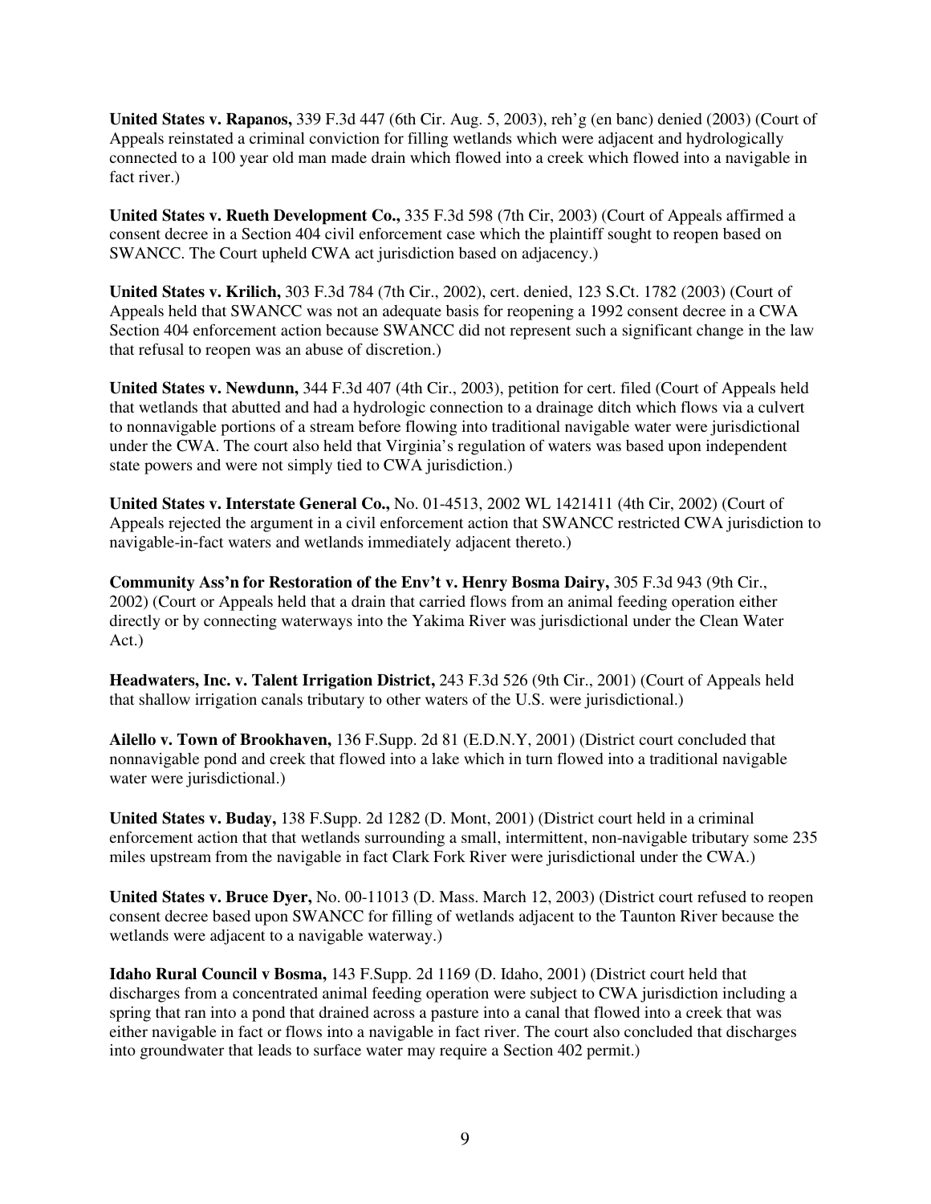**United States v. Rapanos,** 339 F.3d 447 (6th Cir. Aug. 5, 2003), reh'g (en banc) denied (2003) (Court of Appeals reinstated a criminal conviction for filling wetlands which were adjacent and hydrologically connected to a 100 year old man made drain which flowed into a creek which flowed into a navigable in fact river.)

**United States v. Rueth Development Co.,** 335 F.3d 598 (7th Cir, 2003) (Court of Appeals affirmed a consent decree in a Section 404 civil enforcement case which the plaintiff sought to reopen based on SWANCC. The Court upheld CWA act jurisdiction based on adjacency.)

**United States v. Krilich,** 303 F.3d 784 (7th Cir., 2002), cert. denied, 123 S.Ct. 1782 (2003) (Court of Appeals held that SWANCC was not an adequate basis for reopening a 1992 consent decree in a CWA Section 404 enforcement action because SWANCC did not represent such a significant change in the law that refusal to reopen was an abuse of discretion.)

**United States v. Newdunn,** 344 F.3d 407 (4th Cir., 2003), petition for cert. filed (Court of Appeals held that wetlands that abutted and had a hydrologic connection to a drainage ditch which flows via a culvert to nonnavigable portions of a stream before flowing into traditional navigable water were jurisdictional under the CWA. The court also held that Virginia's regulation of waters was based upon independent state powers and were not simply tied to CWA jurisdiction.)

**United States v. Interstate General Co.,** No. 01-4513, 2002 WL 1421411 (4th Cir, 2002) (Court of Appeals rejected the argument in a civil enforcement action that SWANCC restricted CWA jurisdiction to navigable-in-fact waters and wetlands immediately adjacent thereto.)

**Community Ass'n for Restoration of the Env't v. Henry Bosma Dairy,** 305 F.3d 943 (9th Cir., 2002) (Court or Appeals held that a drain that carried flows from an animal feeding operation either directly or by connecting waterways into the Yakima River was jurisdictional under the Clean Water Act.)

**Headwaters, Inc. v. Talent Irrigation District,** 243 F.3d 526 (9th Cir., 2001) (Court of Appeals held that shallow irrigation canals tributary to other waters of the U.S. were jurisdictional.)

**Ailello v. Town of Brookhaven,** 136 F.Supp. 2d 81 (E.D.N.Y, 2001) (District court concluded that nonnavigable pond and creek that flowed into a lake which in turn flowed into a traditional navigable water were jurisdictional.)

**United States v. Buday,** 138 F.Supp. 2d 1282 (D. Mont, 2001) (District court held in a criminal enforcement action that that wetlands surrounding a small, intermittent, non-navigable tributary some 235 miles upstream from the navigable in fact Clark Fork River were jurisdictional under the CWA.)

**United States v. Bruce Dyer,** No. 00-11013 (D. Mass. March 12, 2003) (District court refused to reopen consent decree based upon SWANCC for filling of wetlands adjacent to the Taunton River because the wetlands were adjacent to a navigable waterway.)

**Idaho Rural Council v Bosma,** 143 F.Supp. 2d 1169 (D. Idaho, 2001) (District court held that discharges from a concentrated animal feeding operation were subject to CWA jurisdiction including a spring that ran into a pond that drained across a pasture into a canal that flowed into a creek that was either navigable in fact or flows into a navigable in fact river. The court also concluded that discharges into groundwater that leads to surface water may require a Section 402 permit.)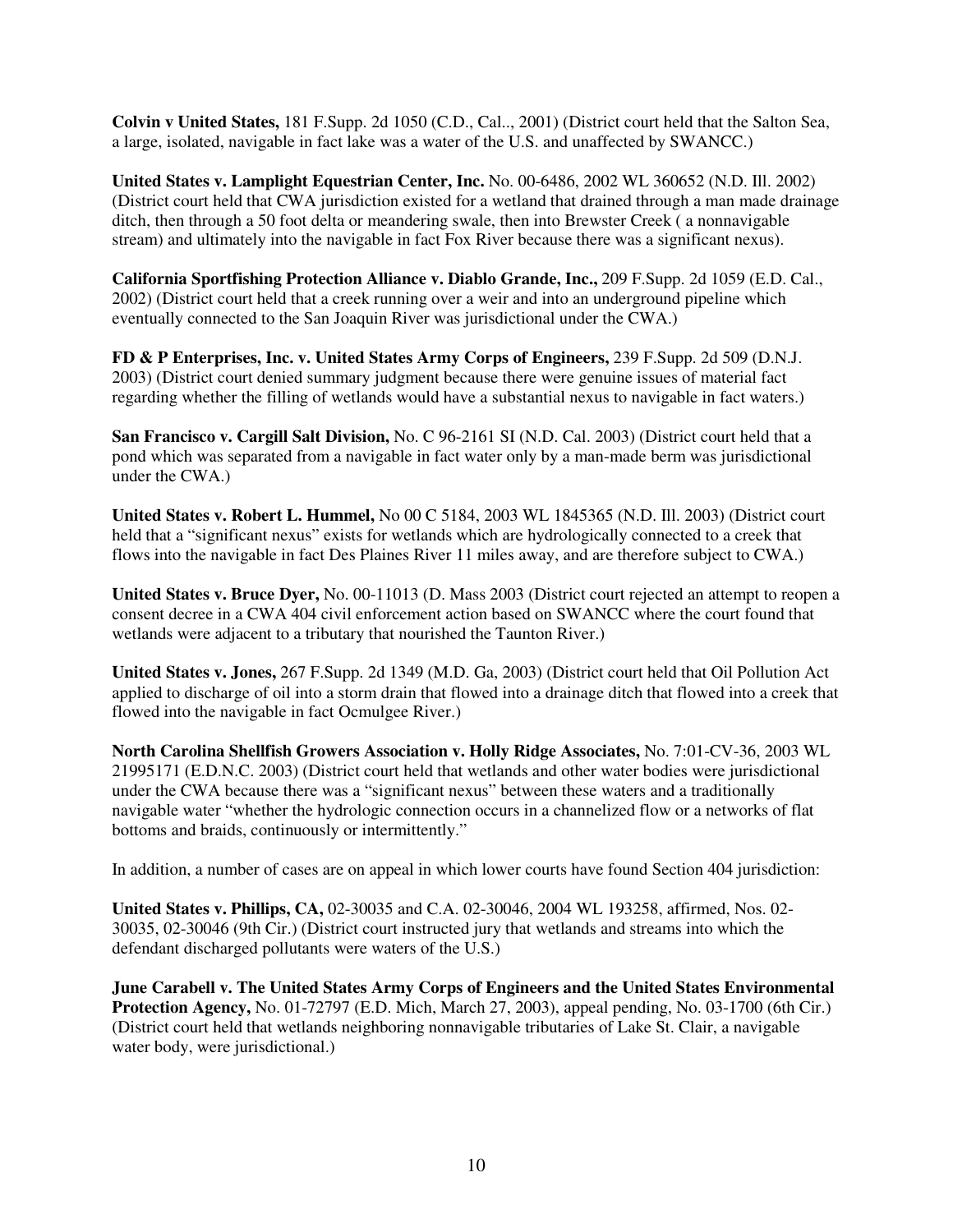**Colvin v United States,** 181 F.Supp. 2d 1050 (C.D., Cal.., 2001) (District court held that the Salton Sea, a large, isolated, navigable in fact lake was a water of the U.S. and unaffected by SWANCC.)

**United States v. Lamplight Equestrian Center, Inc.** No. 00-6486, 2002 WL 360652 (N.D. Ill. 2002) (District court held that CWA jurisdiction existed for a wetland that drained through a man made drainage ditch, then through a 50 foot delta or meandering swale, then into Brewster Creek ( a nonnavigable stream) and ultimately into the navigable in fact Fox River because there was a significant nexus).

**California Sportfishing Protection Alliance v. Diablo Grande, Inc.,** 209 F.Supp. 2d 1059 (E.D. Cal., 2002) (District court held that a creek running over a weir and into an underground pipeline which eventually connected to the San Joaquin River was jurisdictional under the CWA.)

**FD & P Enterprises, Inc. v. United States Army Corps of Engineers,** 239 F.Supp. 2d 509 (D.N.J. 2003) (District court denied summary judgment because there were genuine issues of material fact regarding whether the filling of wetlands would have a substantial nexus to navigable in fact waters.)

**San Francisco v. Cargill Salt Division,** No. C 96-2161 SI (N.D. Cal. 2003) (District court held that a pond which was separated from a navigable in fact water only by a man-made berm was jurisdictional under the CWA.)

**United States v. Robert L. Hummel,** No 00 C 5184, 2003 WL 1845365 (N.D. Ill. 2003) (District court held that a "significant nexus" exists for wetlands which are hydrologically connected to a creek that flows into the navigable in fact Des Plaines River 11 miles away, and are therefore subject to CWA.)

**United States v. Bruce Dyer,** No. 00-11013 (D. Mass 2003 (District court rejected an attempt to reopen a consent decree in a CWA 404 civil enforcement action based on SWANCC where the court found that wetlands were adjacent to a tributary that nourished the Taunton River.)

**United States v. Jones,** 267 F.Supp. 2d 1349 (M.D. Ga, 2003) (District court held that Oil Pollution Act applied to discharge of oil into a storm drain that flowed into a drainage ditch that flowed into a creek that flowed into the navigable in fact Ocmulgee River.)

**North Carolina Shellfish Growers Association v. Holly Ridge Associates,** No. 7:01-CV-36, 2003 WL 21995171 (E.D.N.C. 2003) (District court held that wetlands and other water bodies were jurisdictional under the CWA because there was a "significant nexus" between these waters and a traditionally navigable water "whether the hydrologic connection occurs in a channelized flow or a networks of flat bottoms and braids, continuously or intermittently."

In addition, a number of cases are on appeal in which lower courts have found Section 404 jurisdiction:

**United States v. Phillips, CA,** 02-30035 and C.A. 02-30046, 2004 WL 193258, affirmed, Nos. 02-30035, 02-30046 (9th Cir.) (District court instructed jury that wetlands and streams into which the defendant discharged pollutants were waters of the U.S.)

**June Carabell v. The United States Army Corps of Engineers and the United States Environmental Protection Agency,** No. 01-72797 (E.D. Mich, March 27, 2003), appeal pending, No. 03-1700 (6th Cir.) (District court held that wetlands neighboring nonnavigable tributaries of Lake St. Clair, a navigable water body, were jurisdictional.)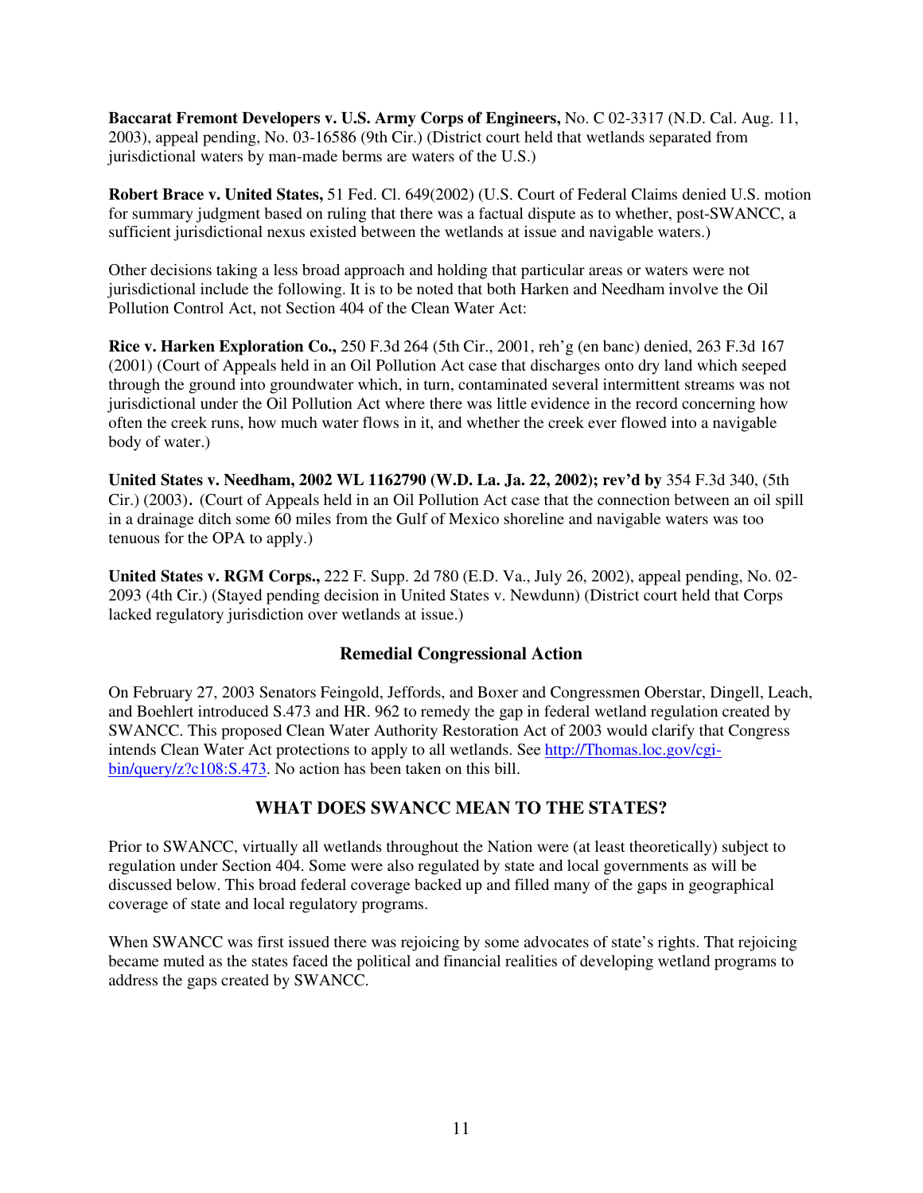**Baccarat Fremont Developers v. U.S. Army Corps of Engineers,** No. C 02-3317 (N.D. Cal. Aug. 11, 2003), appeal pending, No. 03-16586 (9th Cir.) (District court held that wetlands separated from jurisdictional waters by man-made berms are waters of the U.S.)

**Robert Brace v. United States,** 51 Fed. Cl. 649(2002) (U.S. Court of Federal Claims denied U.S. motion for summary judgment based on ruling that there was a factual dispute as to whether, post-SWANCC, a sufficient jurisdictional nexus existed between the wetlands at issue and navigable waters.)

Other decisions taking a less broad approach and holding that particular areas or waters were not jurisdictional include the following. It is to be noted that both Harken and Needham involve the Oil Pollution Control Act, not Section 404 of the Clean Water Act:

**Rice v. Harken Exploration Co.,** 250 F.3d 264 (5th Cir., 2001, reh'g (en banc) denied, 263 F.3d 167 (2001) (Court of Appeals held in an Oil Pollution Act case that discharges onto dry land which seeped through the ground into groundwater which, in turn, contaminated several intermittent streams was not jurisdictional under the Oil Pollution Act where there was little evidence in the record concerning how often the creek runs, how much water flows in it, and whether the creek ever flowed into a navigable body of water.)

**United States v. Needham, 2002 WL 1162790 (W.D. La. Ja. 22, 2002); rev'd by** 354 F.3d 340, (5th Cir.) (2003)**.** (Court of Appeals held in an Oil Pollution Act case that the connection between an oil spill in a drainage ditch some 60 miles from the Gulf of Mexico shoreline and navigable waters was too tenuous for the OPA to apply.)

**United States v. RGM Corps.,** 222 F. Supp. 2d 780 (E.D. Va., July 26, 2002), appeal pending, No. 02-2093 (4th Cir.) (Stayed pending decision in United States v. Newdunn) (District court held that Corps lacked regulatory jurisdiction over wetlands at issue.)

### Remedial Congressional Action

On February 27, 2003 Senators Feingold, Jeffords, and Boxer and Congressmen Oberstar, Dingell, Leach, and Boehlert introduced S.473 and HR. 962 to remedy the gap in federal wetland regulation created by SWANCC. This proposed Clean Water Authority Restoration Act of 2003 would clarify that Congress intends Clean Water Act protections to apply to all wetlands. See [http://Thomas.loc.gov/cgi-bin/query/z?c108:S.473](http://Thomas.loc.gov/cgi-bin/query/z?c108:S.473). No action has been taken on this bill.

## WHAT DOES SWANCC MEAN TO THE STATES?

Prior to SWANCC, virtually all wetlands throughout the Nation were (at least theoretically) subject to regulation under Section 404. Some were also regulated by state and local governments as will be discussed below. This broad federal coverage backed up and filled many of the gaps in geographical coverage of state and local regulatory programs.

When SWANCC was first issued there was rejoicing by some advocates of state's rights. That rejoicing became muted as the states faced the political and financial realities of developing wetland programs to address the gaps created by SWANCC.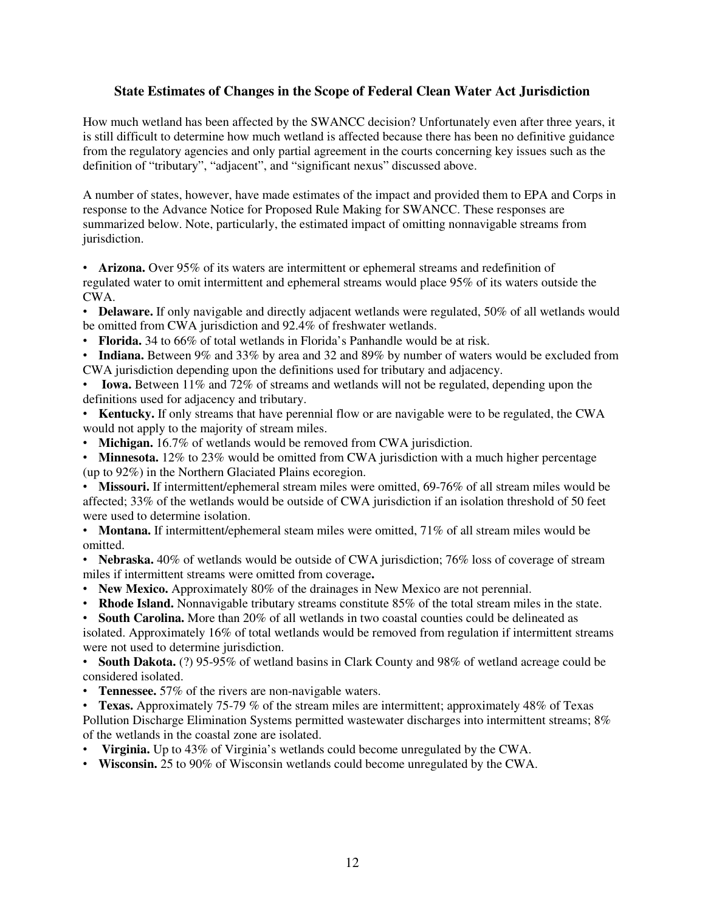### State Estimates of Changes in the Scope of Federal Clean Water Act Jurisdiction

How much wetland has been affected by the SWANCC decision? Unfortunately even after three years, it is still difficult to determine how much wetland is affected because there has been no definitive guidance from the regulatory agencies and only partial agreement in the courts concerning key issues such as the definition of "tributary", "adjacent", and "significant nexus" discussed above.

A number of states, however, have made estimates of the impact and provided them to EPA and Corps in response to the Advance Notice for Proposed Rule Making for SWANCC. These responses are summarized below. Note, particularly, the estimated impact of omitting nonnavigable streams from jurisdiction.

- **Arizona.** Over 95% of its waters are intermittent or ephemeral streams and redefinition of regulated water to omit intermittent and ephemeral streams would place 95% of its waters outside the CWA.
- **Delaware.** If only navigable and directly adjacent wetlands were regulated, 50% of all wetlands would be omitted from CWA jurisdiction and 92.4% of freshwater wetlands.
- **Florida.** 34 to 66% of total wetlands in Florida's Panhandle would be at risk.
- **Indiana.** Between 9% and 33% by area and 32 and 89% by number of waters would be excluded from CWA jurisdiction depending upon the definitions used for tributary and adjacency.
- **Iowa.** Between 11% and 72% of streams and wetlands will not be regulated, depending upon the definitions used for adjacency and tributary.
- **Kentucky.** If only streams that have perennial flow or are navigable were to be regulated, the CWA would not apply to the majority of stream miles.
- **Michigan.** 16.7% of wetlands would be removed from CWA jurisdiction.
- **Minnesota.** 12% to 23% would be omitted from CWA jurisdiction with a much higher percentage (up to 92%) in the Northern Glaciated Plains ecoregion.
- **Missouri.** If intermittent/ephemeral stream miles were omitted, 69-76% of all stream miles would be affected; 33% of the wetlands would be outside of CWA jurisdiction if an isolation threshold of 50 feet were used to determine isolation.
- **Montana.** If intermittent/ephemeral steam miles were omitted, 71% of all stream miles would be omitted.
- **Nebraska.** 40% of wetlands would be outside of CWA jurisdiction; 76% loss of coverage of stream miles if intermittent streams were omitted from coverage**.**
- **New Mexico.** Approximately 80% of the drainages in New Mexico are not perennial.
- **Rhode Island.** Nonnavigable tributary streams constitute 85% of the total stream miles in the state.
- **South Carolina.** More than 20% of all wetlands in two coastal counties could be delineated as isolated. Approximately 16% of total wetlands would be removed from regulation if intermittent streams were not used to determine jurisdiction.
- **South Dakota.** (?) 95-95% of wetland basins in Clark County and 98% of wetland acreage could be considered isolated.
- **Tennessee.** 57% of the rivers are non-navigable waters.
- **Texas.** Approximately 75-79 % of the stream miles are intermittent; approximately 48% of Texas Pollution Discharge Elimination Systems permitted wastewater discharges into intermittent streams; 8% of the wetlands in the coastal zone are isolated.
- **Virginia.** Up to 43% of Virginia's wetlands could become unregulated by the CWA.
- **Wisconsin.** 25 to 90% of Wisconsin wetlands could become unregulated by the CWA.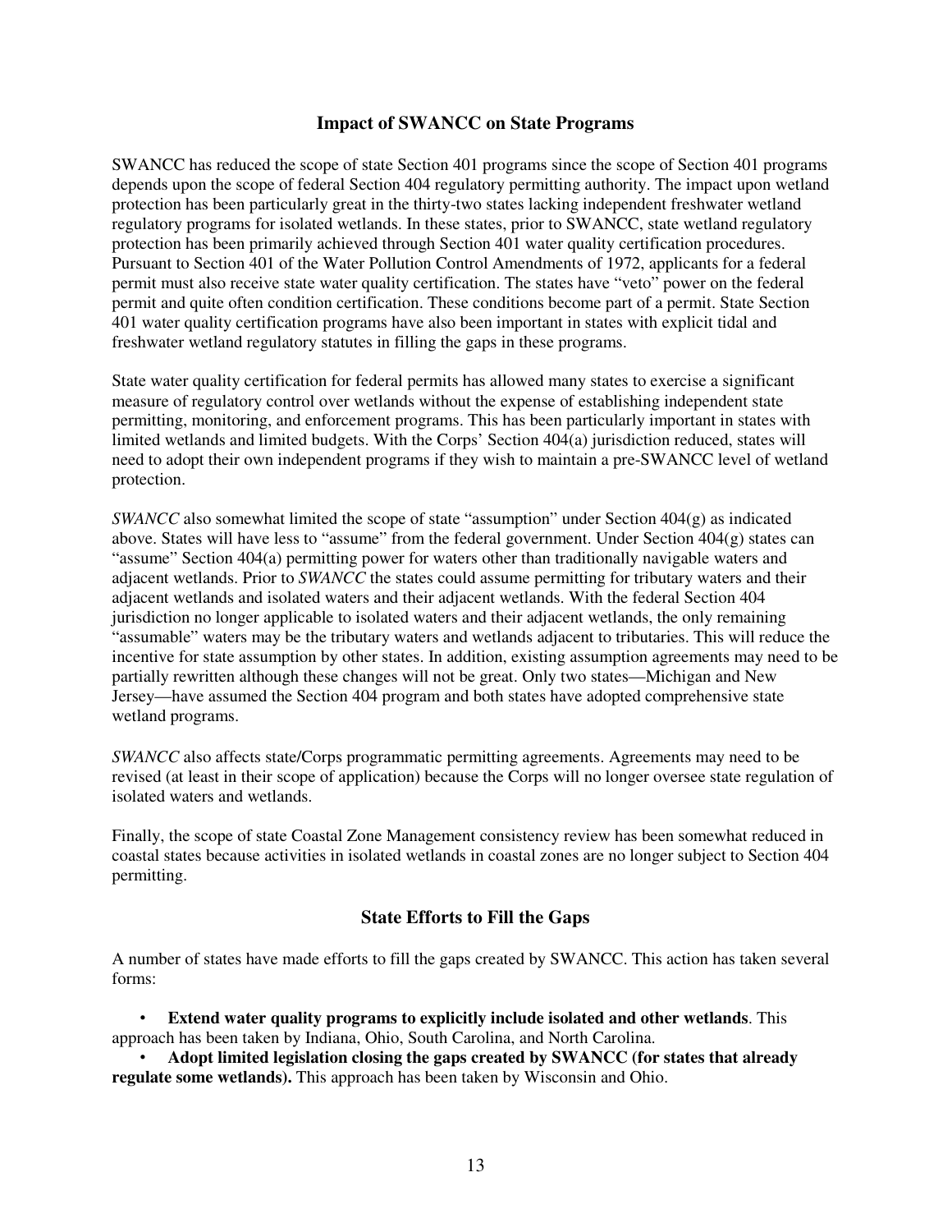## Impact of SWANCC on State Programs

SWANCC has reduced the scope of state Section 401 programs since the scope of Section 401 programs depends upon the scope of federal Section 404 regulatory permitting authority. The impact upon wetland protection has been particularly great in the thirty-two states lacking independent freshwater wetland regulatory programs for isolated wetlands. In these states, prior to SWANCC, state wetland regulatory protection has been primarily achieved through Section 401 water quality certification procedures. Pursuant to Section 401 of the Water Pollution Control Amendments of 1972, applicants for a federal permit must also receive state water quality certification. The states have "veto" power on the federal permit and quite often condition certification. These conditions become part of a permit. State Section 401 water quality certification programs have also been important in states with explicit tidal and freshwater wetland regulatory statutes in filling the gaps in these programs.

State water quality certification for federal permits has allowed many states to exercise a significant measure of regulatory control over wetlands without the expense of establishing independent state permitting, monitoring, and enforcement programs. This has been particularly important in states with limited wetlands and limited budgets. With the Corps' Section 404(a) jurisdiction reduced, states will need to adopt their own independent programs if they wish to maintain a pre-SWANCC level of wetland protection.

*SWANCC* also somewhat limited the scope of state "assumption" under Section 404(g) as indicated above. States will have less to "assume" from the federal government. Under Section 404(g) states can "assume" Section 404(a) permitting power for waters other than traditionally navigable waters and adjacent wetlands. Prior to *SWANCC* the states could assume permitting for tributary waters and their adjacent wetlands and isolated waters and their adjacent wetlands. With the federal Section 404 jurisdiction no longer applicable to isolated waters and their adjacent wetlands, the only remaining "assumable" waters may be the tributary waters and wetlands adjacent to tributaries. This will reduce the incentive for state assumption by other states. In addition, existing assumption agreements may need to be partially rewritten although these changes will not be great. Only two states—Michigan and New Jersey—have assumed the Section 404 program and both states have adopted comprehensive state wetland programs.

*SWANCC* also affects state/Corps programmatic permitting agreements. Agreements may need to be revised (at least in their scope of application) because the Corps will no longer oversee state regulation of isolated waters and wetlands.

Finally, the scope of state Coastal Zone Management consistency review has been somewhat reduced in coastal states because activities in isolated wetlands in coastal zones are no longer subject to Section 404 permitting.

## State Efforts to Fill the Gaps

A number of states have made efforts to fill the gaps created by SWANCC. This action has taken several forms:

- **Extend water quality programs to explicitly include isolated and other wetlands**. This approach has been taken by Indiana, Ohio, South Carolina, and North Carolina.
- **Adopt limited legislation closing the gaps created by SWANCC (for states that already regulate some wetlands).** This approach has been taken by Wisconsin and Ohio.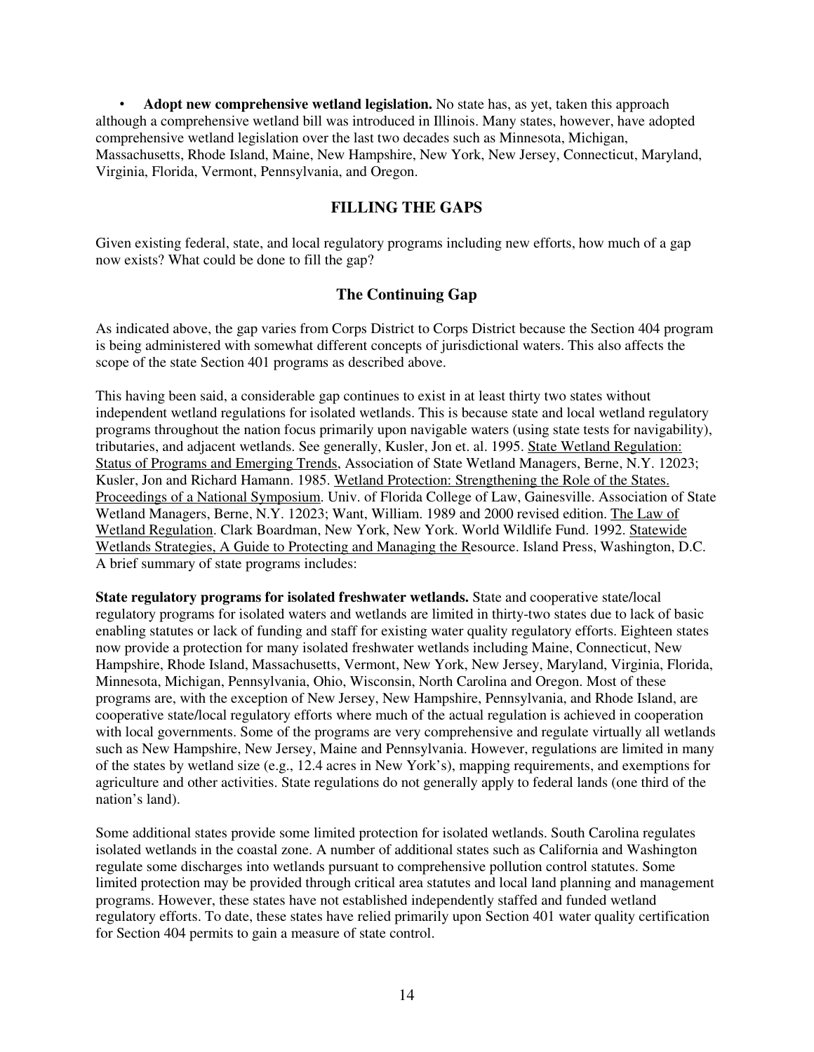- **Adopt new comprehensive wetland legislation.** No state has, as yet, taken this approach although a comprehensive wetland bill was introduced in Illinois. Many states, however, have adopted comprehensive wetland legislation over the last two decades such as Minnesota, Michigan, Massachusetts, Rhode Island, Maine, New Hampshire, New York, New Jersey, Connecticut, Maryland, Virginia, Florida, Vermont, Pennsylvania, and Oregon.

## FILLING THE GAPS

Given existing federal, state, and local regulatory programs including new efforts, how much of a gap now exists? What could be done to fill the gap?

### The Continuing Gap

As indicated above, the gap varies from Corps District to Corps District because the Section 404 program is being administered with somewhat different concepts of jurisdictional waters. This also affects the scope of the state Section 401 programs as described above.

This having been said, a considerable gap continues to exist in at least thirty two states without independent wetland regulations for isolated wetlands. This is because state and local wetland regulatory programs throughout the nation focus primarily upon navigable waters (using state tests for navigability), tributaries, and adjacent wetlands. See generally, Kusler, Jon et. al. 1995. State Wetland Regulation: Status of Programs and Emerging Trends, Association of State Wetland Managers, Berne, N.Y. 12023; Kusler, Jon and Richard Hamann. 1985. Wetland Protection: Strengthening the Role of the States. Proceedings of a National Symposium. Univ. of Florida College of Law, Gainesville. Association of State Wetland Managers, Berne, N.Y. 12023; Want, William. 1989 and 2000 revised edition. The Law of Wetland Regulation. Clark Boardman, New York, New York. World Wildlife Fund. 1992. Statewide Wetlands Strategies, A Guide to Protecting and Managing the Resource. Island Press, Washington, D.C. A brief summary of state programs includes:

**State regulatory programs for isolated freshwater wetlands.** State and cooperative state/local regulatory programs for isolated waters and wetlands are limited in thirty-two states due to lack of basic enabling statutes or lack of funding and staff for existing water quality regulatory efforts. Eighteen states now provide a protection for many isolated freshwater wetlands including Maine, Connecticut, New Hampshire, Rhode Island, Massachusetts, Vermont, New York, New Jersey, Maryland, Virginia, Florida, Minnesota, Michigan, Pennsylvania, Ohio, Wisconsin, North Carolina and Oregon. Most of these programs are, with the exception of New Jersey, New Hampshire, Pennsylvania, and Rhode Island, are cooperative state/local regulatory efforts where much of the actual regulation is achieved in cooperation with local governments. Some of the programs are very comprehensive and regulate virtually all wetlands such as New Hampshire, New Jersey, Maine and Pennsylvania. However, regulations are limited in many of the states by wetland size (e.g., 12.4 acres in New York's), mapping requirements, and exemptions for agriculture and other activities. State regulations do not generally apply to federal lands (one third of the nation's land).

Some additional states provide some limited protection for isolated wetlands. South Carolina regulates isolated wetlands in the coastal zone. A number of additional states such as California and Washington regulate some discharges into wetlands pursuant to comprehensive pollution control statutes. Some limited protection may be provided through critical area statutes and local land planning and management programs. However, these states have not established independently staffed and funded wetland regulatory efforts. To date, these states have relied primarily upon Section 401 water quality certification for Section 404 permits to gain a measure of state control.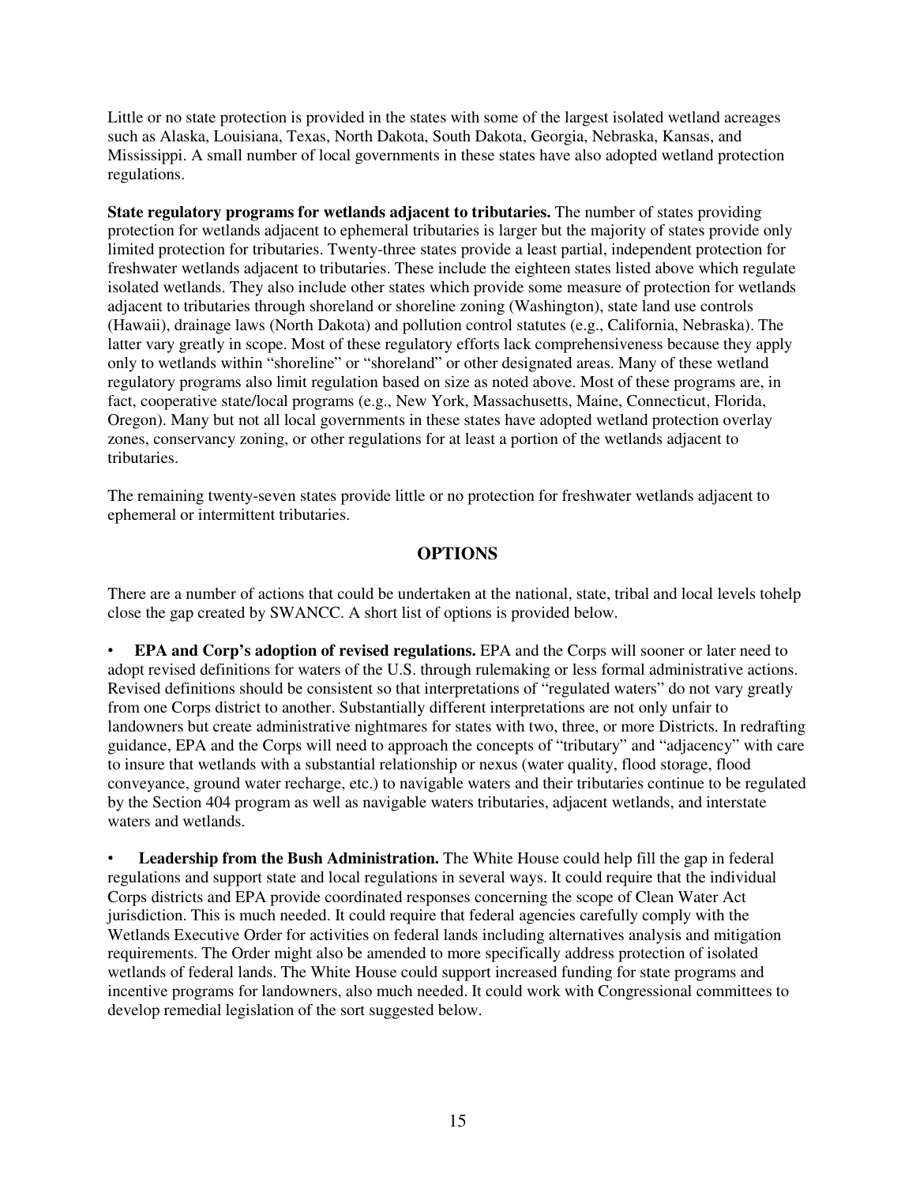Little or no state protection is provided in the states with some of the largest isolated wetland acreages such as Alaska, Louisiana, Texas, North Dakota, South Dakota, Georgia, Nebraska, Kansas, and Mississippi. A small number of local governments in these states have also adopted wetland protection regulations.

**State regulatory programs for wetlands adjacent to tributaries.** The number of states providing protection for wetlands adjacent to ephemeral tributaries is larger but the majority of states provide only limited protection for tributaries. Twenty-three states provide a least partial, independent protection for freshwater wetlands adjacent to tributaries. These include the eighteen states listed above which regulate isolated wetlands. They also include other states which provide some measure of protection for wetlands adjacent to tributaries through shoreland or shoreline zoning (Washington), state land use controls (Hawaii), drainage laws (North Dakota) and pollution control statutes (e.g., California, Nebraska). The latter vary greatly in scope. Most of these regulatory efforts lack comprehensiveness because they apply only to wetlands within "shoreline" or "shoreland" or other designated areas. Many of these wetland regulatory programs also limit regulation based on size as noted above. Most of these programs are, in fact, cooperative state/local programs (e.g., New York, Massachusetts, Maine, Connecticut, Florida, Oregon). Many but not all local governments in these states have adopted wetland protection overlay zones, conservancy zoning, or other regulations for at least a portion of the wetlands adjacent to tributaries.

The remaining twenty-seven states provide little or no protection for freshwater wetlands adjacent to ephemeral or intermittent tributaries.

## OPTIONS

There are a number of actions that could be undertaken at the national, state, tribal and local levels tohelp close the gap created by SWANCC. A short list of options is provided below.

- **EPA and Corp's adoption of revised regulations.** EPA and the Corps will sooner or later need to adopt revised definitions for waters of the U.S. through rulemaking or less formal administrative actions. Revised definitions should be consistent so that interpretations of "regulated waters" do not vary greatly from one Corps district to another. Substantially different interpretations are not only unfair to landowners but create administrative nightmares for states with two, three, or more Districts. In redrafting guidance, EPA and the Corps will need to approach the concepts of "tributary" and "adjacency" with care to insure that wetlands with a substantial relationship or nexus (water quality, flood storage, flood conveyance, ground water recharge, etc.) to navigable waters and their tributaries continue to be regulated by the Section 404 program as well as navigable waters tributaries, adjacent wetlands, and interstate waters and wetlands.

- **Leadership from the Bush Administration.** The White House could help fill the gap in federal regulations and support state and local regulations in several ways. It could require that the individual Corps districts and EPA provide coordinated responses concerning the scope of Clean Water Act jurisdiction. This is much needed. It could require that federal agencies carefully comply with the Wetlands Executive Order for activities on federal lands including alternatives analysis and mitigation requirements. The Order might also be amended to more specifically address protection of isolated wetlands of federal lands. The White House could support increased funding for state programs and incentive programs for landowners, also much needed. It could work with Congressional committees to develop remedial legislation of the sort suggested below.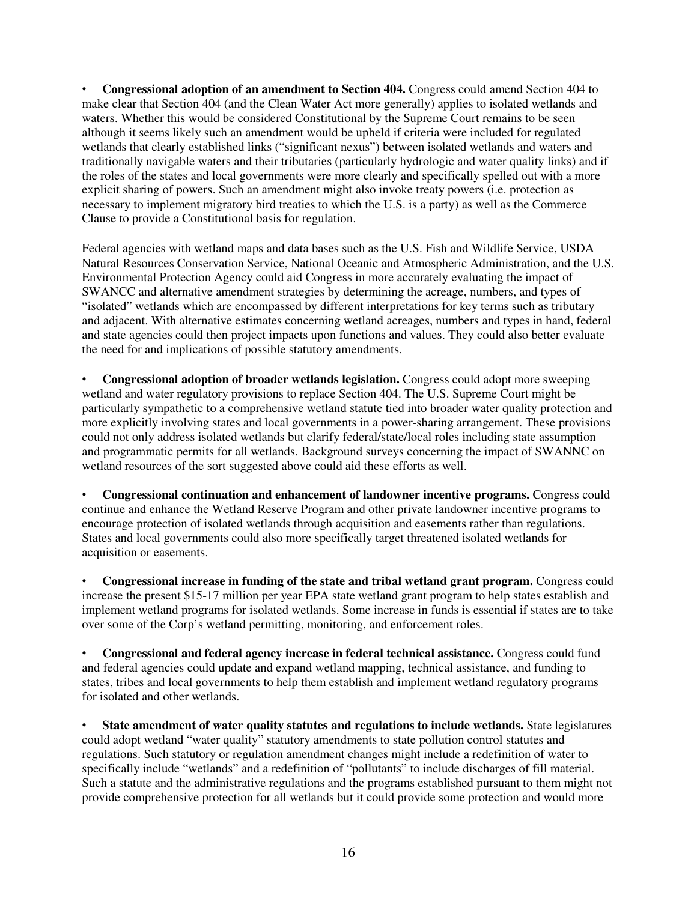- **Congressional adoption of an amendment to Section 404.** Congress could amend Section 404 to make clear that Section 404 (and the Clean Water Act more generally) applies to isolated wetlands and waters. Whether this would be considered Constitutional by the Supreme Court remains to be seen although it seems likely such an amendment would be upheld if criteria were included for regulated wetlands that clearly established links ("significant nexus") between isolated wetlands and waters and traditionally navigable waters and their tributaries (particularly hydrologic and water quality links) and if the roles of the states and local governments were more clearly and specifically spelled out with a more explicit sharing of powers. Such an amendment might also invoke treaty powers (i.e. protection as necessary to implement migratory bird treaties to which the U.S. is a party) as well as the Commerce Clause to provide a Constitutional basis for regulation.

Federal agencies with wetland maps and data bases such as the U.S. Fish and Wildlife Service, USDA Natural Resources Conservation Service, National Oceanic and Atmospheric Administration, and the U.S. Environmental Protection Agency could aid Congress in more accurately evaluating the impact of SWANCC and alternative amendment strategies by determining the acreage, numbers, and types of "isolated" wetlands which are encompassed by different interpretations for key terms such as tributary and adjacent. With alternative estimates concerning wetland acreages, numbers and types in hand, federal and state agencies could then project impacts upon functions and values. They could also better evaluate the need for and implications of possible statutory amendments.

- **Congressional adoption of broader wetlands legislation.** Congress could adopt more sweeping wetland and water regulatory provisions to replace Section 404. The U.S. Supreme Court might be particularly sympathetic to a comprehensive wetland statute tied into broader water quality protection and more explicitly involving states and local governments in a power-sharing arrangement. These provisions could not only address isolated wetlands but clarify federal/state/local roles including state assumption and programmatic permits for all wetlands. Background surveys concerning the impact of SWANNC on wetland resources of the sort suggested above could aid these efforts as well.

- **Congressional continuation and enhancement of landowner incentive programs.** Congress could continue and enhance the Wetland Reserve Program and other private landowner incentive programs to encourage protection of isolated wetlands through acquisition and easements rather than regulations. States and local governments could also more specifically target threatened isolated wetlands for acquisition or easements.

- **Congressional increase in funding of the state and tribal wetland grant program.** Congress could increase the present $15-17 million per year EPA state wetland grant program to help states establish and implement wetland programs for isolated wetlands. Some increase in funds is essential if states are to take over some of the Corp's wetland permitting, monitoring, and enforcement roles.

- **Congressional and federal agency increase in federal technical assistance.** Congress could fund and federal agencies could update and expand wetland mapping, technical assistance, and funding to states, tribes and local governments to help them establish and implement wetland regulatory programs for isolated and other wetlands.

- **State amendment of water quality statutes and regulations to include wetlands.** State legislatures could adopt wetland "water quality" statutory amendments to state pollution control statutes and regulations. Such statutory or regulation amendment changes might include a redefinition of water to specifically include "wetlands" and a redefinition of "pollutants" to include discharges of fill material. Such a statute and the administrative regulations and the programs established pursuant to them might not provide comprehensive protection for all wetlands but it could provide some protection and would more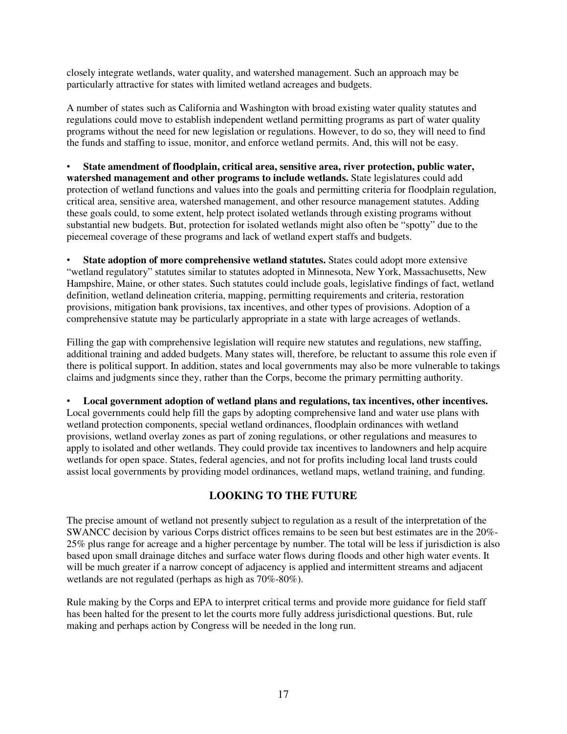closely integrate wetlands, water quality, and watershed management. Such an approach may be particularly attractive for states with limited wetland acreages and budgets.

A number of states such as California and Washington with broad existing water quality statutes and regulations could move to establish independent wetland permitting programs as part of water quality programs without the need for new legislation or regulations. However, to do so, they will need to find the funds and staffing to issue, monitor, and enforce wetland permits. And, this will not be easy.

- **State amendment of floodplain, critical area, sensitive area, river protection, public water, watershed management and other programs to include wetlands.** State legislatures could add protection of wetland functions and values into the goals and permitting criteria for floodplain regulation, critical area, sensitive area, watershed management, and other resource management statutes. Adding these goals could, to some extent, help protect isolated wetlands through existing programs without substantial new budgets. But, protection for isolated wetlands might also often be "spotty" due to the piecemeal coverage of these programs and lack of wetland expert staffs and budgets.

- **State adoption of more comprehensive wetland statutes.** States could adopt more extensive "wetland regulatory" statutes similar to statutes adopted in Minnesota, New York, Massachusetts, New Hampshire, Maine, or other states. Such statutes could include goals, legislative findings of fact, wetland definition, wetland delineation criteria, mapping, permitting requirements and criteria, restoration provisions, mitigation bank provisions, tax incentives, and other types of provisions. Adoption of a comprehensive statute may be particularly appropriate in a state with large acreages of wetlands.

Filling the gap with comprehensive legislation will require new statutes and regulations, new staffing, additional training and added budgets. Many states will, therefore, be reluctant to assume this role even if there is political support. In addition, states and local governments may also be more vulnerable to takings claims and judgments since they, rather than the Corps, become the primary permitting authority.

- **Local government adoption of wetland plans and regulations, tax incentives, other incentives.** Local governments could help fill the gaps by adopting comprehensive land and water use plans with wetland protection components, special wetland ordinances, floodplain ordinances with wetland provisions, wetland overlay zones as part of zoning regulations, or other regulations and measures to apply to isolated and other wetlands. They could provide tax incentives to landowners and help acquire wetlands for open space. States, federal agencies, and not for profits including local land trusts could assist local governments by providing model ordinances, wetland maps, wetland training, and funding.

## LOOKING TO THE FUTURE

The precise amount of wetland not presently subject to regulation as a result of the interpretation of the SWANCC decision by various Corps district offices remains to be seen but best estimates are in the 20%-25% plus range for acreage and a higher percentage by number. The total will be less if jurisdiction is also based upon small drainage ditches and surface water flows during floods and other high water events. It will be much greater if a narrow concept of adjacency is applied and intermittent streams and adjacent wetlands are not regulated (perhaps as high as 70%-80%).

Rule making by the Corps and EPA to interpret critical terms and provide more guidance for field staff has been halted for the present to let the courts more fully address jurisdictional questions. But, rule making and perhaps action by Congress will be needed in the long run.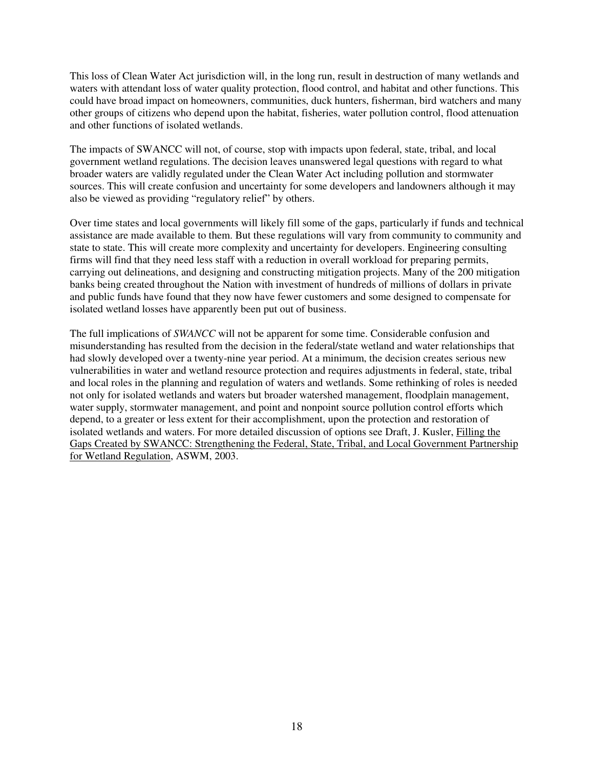This loss of Clean Water Act jurisdiction will, in the long run, result in destruction of many wetlands and waters with attendant loss of water quality protection, flood control, and habitat and other functions. This could have broad impact on homeowners, communities, duck hunters, fisherman, bird watchers and many other groups of citizens who depend upon the habitat, fisheries, water pollution control, flood attenuation and other functions of isolated wetlands.

The impacts of SWANCC will not, of course, stop with impacts upon federal, state, tribal, and local government wetland regulations. The decision leaves unanswered legal questions with regard to what broader waters are validly regulated under the Clean Water Act including pollution and stormwater sources. This will create confusion and uncertainty for some developers and landowners although it may also be viewed as providing "regulatory relief" by others.

Over time states and local governments will likely fill some of the gaps, particularly if funds and technical assistance are made available to them. But these regulations will vary from community to community and state to state. This will create more complexity and uncertainty for developers. Engineering consulting firms will find that they need less staff with a reduction in overall workload for preparing permits, carrying out delineations, and designing and constructing mitigation projects. Many of the 200 mitigation banks being created throughout the Nation with investment of hundreds of millions of dollars in private and public funds have found that they now have fewer customers and some designed to compensate for isolated wetland losses have apparently been put out of business.

The full implications of *SWANCC* will not be apparent for some time. Considerable confusion and misunderstanding has resulted from the decision in the federal/state wetland and water relationships that had slowly developed over a twenty-nine year period. At a minimum, the decision creates serious new vulnerabilities in water and wetland resource protection and requires adjustments in federal, state, tribal and local roles in the planning and regulation of waters and wetlands. Some rethinking of roles is needed not only for isolated wetlands and waters but broader watershed management, floodplain management, water supply, stormwater management, and point and nonpoint source pollution control efforts which depend, to a greater or less extent for their accomplishment, upon the protection and restoration of isolated wetlands and waters. For more detailed discussion of options see Draft, J. Kusler, Filling the Gaps Created by SWANCC: Strengthening the Federal, State, Tribal, and Local Government Partnership for Wetland Regulation, ASWM, 2003.